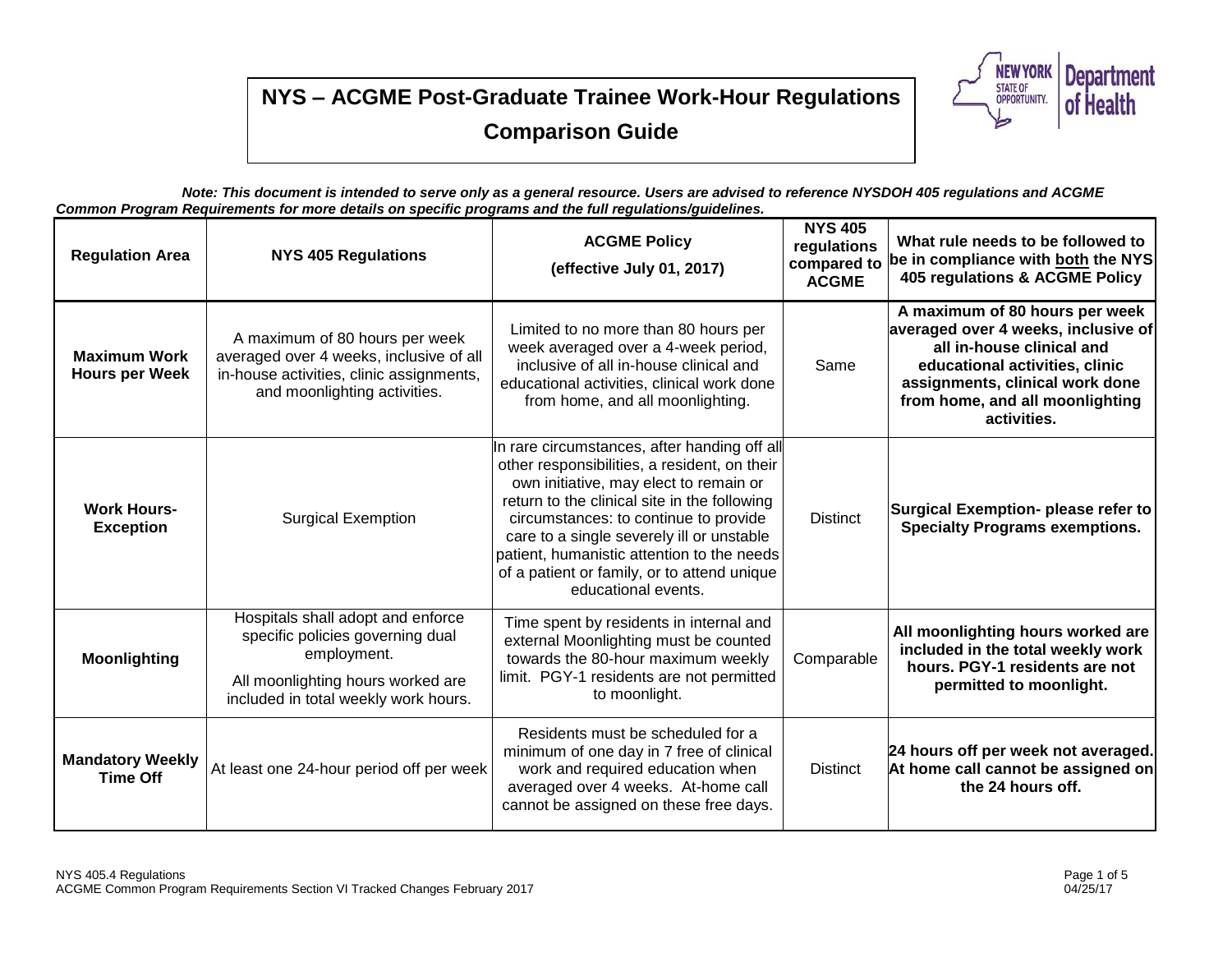# NYS – ACGME Post-Graduate Trainee Work-Hour Regulations Comparison Guide

***Note: This document is intended to serve only as a general resource. Users are advised to reference NYSDOH 405 regulations and ACGME Common Program Requirements for more details on specific programs and the full regulations/guidelines.***

| Regulation Area | NYS 405 Regulations | ACGME Policy (effective July 01, 2017) | NYS 405 regulations compared to ACGME | What rule needs to be followed to be in compliance with both the NYS 405 regulations & ACGME Policy |
|---|---|---|---|---|
| **Maximum Work Hours per Week** | A maximum of 80 hours per week averaged over 4 weeks, inclusive of all in-house activities, clinic assignments, and moonlighting activities. | Limited to no more than 80 hours per week averaged over a 4-week period, inclusive of all in-house clinical and educational activities, clinical work done from home, and all moonlighting. | Same | **A maximum of 80 hours per week averaged over 4 weeks, inclusive of all in-house clinical and educational activities, clinic assignments, clinical work done from home, and all moonlighting activities.** |
| **Work Hours- Exception** | Surgical Exemption | In rare circumstances, after handing off all other responsibilities, a resident, on their own initiative, may elect to remain or return to the clinical site in the following circumstances: to continue to provide care to a single severely ill or unstable patient, humanistic attention to the needs of a patient or family, or to attend unique educational events. | Distinct | **Surgical Exemption- please refer to Specialty Programs exemptions.** |
| **Moonlighting** | Hospitals shall adopt and enforce specific policies governing dual employment.<br>All moonlighting hours worked are included in total weekly work hours. | Time spent by residents in internal and external Moonlighting must be counted towards the 80-hour maximum weekly limit. PGY-1 residents are not permitted to moonlight. | Comparable | **All moonlighting hours worked are included in the total weekly work hours. PGY-1 residents are not permitted to moonlight.** |
| **Mandatory Weekly Time Off** | At least one 24-hour period off per week | Residents must be scheduled for a minimum of one day in 7 free of clinical work and required education when averaged over 4 weeks. At-home call cannot be assigned on these free days. | Distinct | **24 hours off per week not averaged. At home call cannot be assigned on the 24 hours off.** |

NYS 405.4 Regulations
ACGME Common Program Requirements Section VI Tracked Changes February 2017
04/25/17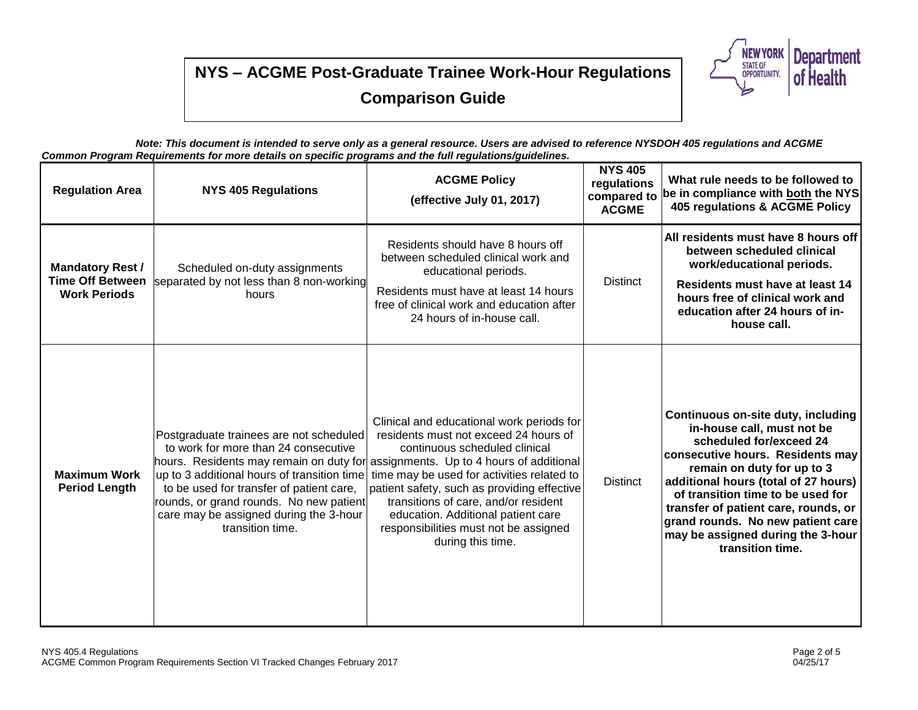# NYS – ACGME Post-Graduate Trainee Work-Hour Regulations Comparison Guide

***Note: This document is intended to serve only as a general resource. Users are advised to reference NYSDOH 405 regulations and ACGME Common Program Requirements for more details on specific programs and the full regulations/guidelines.***

| Regulation Area | NYS 405 Regulations | ACGME Policy (effective July 01, 2017) | NYS 405 regulations compared to ACGME | What rule needs to be followed to be in compliance with **both** the NYS 405 regulations & ACGME Policy |
|---|---|---|---|---|
| **Mandatory Rest / Time Off Between Work Periods** | Scheduled on-duty assignments separated by not less than 8 non-working hours | Residents should have 8 hours off between scheduled clinical work and educational periods.<br><br>Residents must have at least 14 hours free of clinical work and education after 24 hours of in-house call. | Distinct | **All residents must have 8 hours off between scheduled clinical work/educational periods.**<br><br>**Residents must have at least 14 hours free of clinical work and education after 24 hours of in-house call.** |
| **Maximum Work Period Length** | Postgraduate trainees are not scheduled to work for more than 24 consecutive hours. Residents may remain on duty for up to 3 additional hours of transition time to be used for transfer of patient care, rounds, or grand rounds. No new patient care may be assigned during the 3-hour transition time. | Clinical and educational work periods for residents must not exceed 24 hours of continuous scheduled clinical assignments. Up to 4 hours of additional time may be used for activities related to patient safety, such as providing effective transitions of care, and/or resident education. Additional patient care responsibilities must not be assigned during this time. | Distinct | **Continuous on-site duty, including in-house call, must not be scheduled for/exceed 24 consecutive hours. Residents may remain on duty for up to 3 additional hours (total of 27 hours) of transition time to be used for transfer of patient care, rounds, or grand rounds. No new patient care may be assigned during the 3-hour transition time.** |

NYS 405.4 Regulations
ACGME Common Program Requirements Section VI Tracked Changes February 2017

04/25/17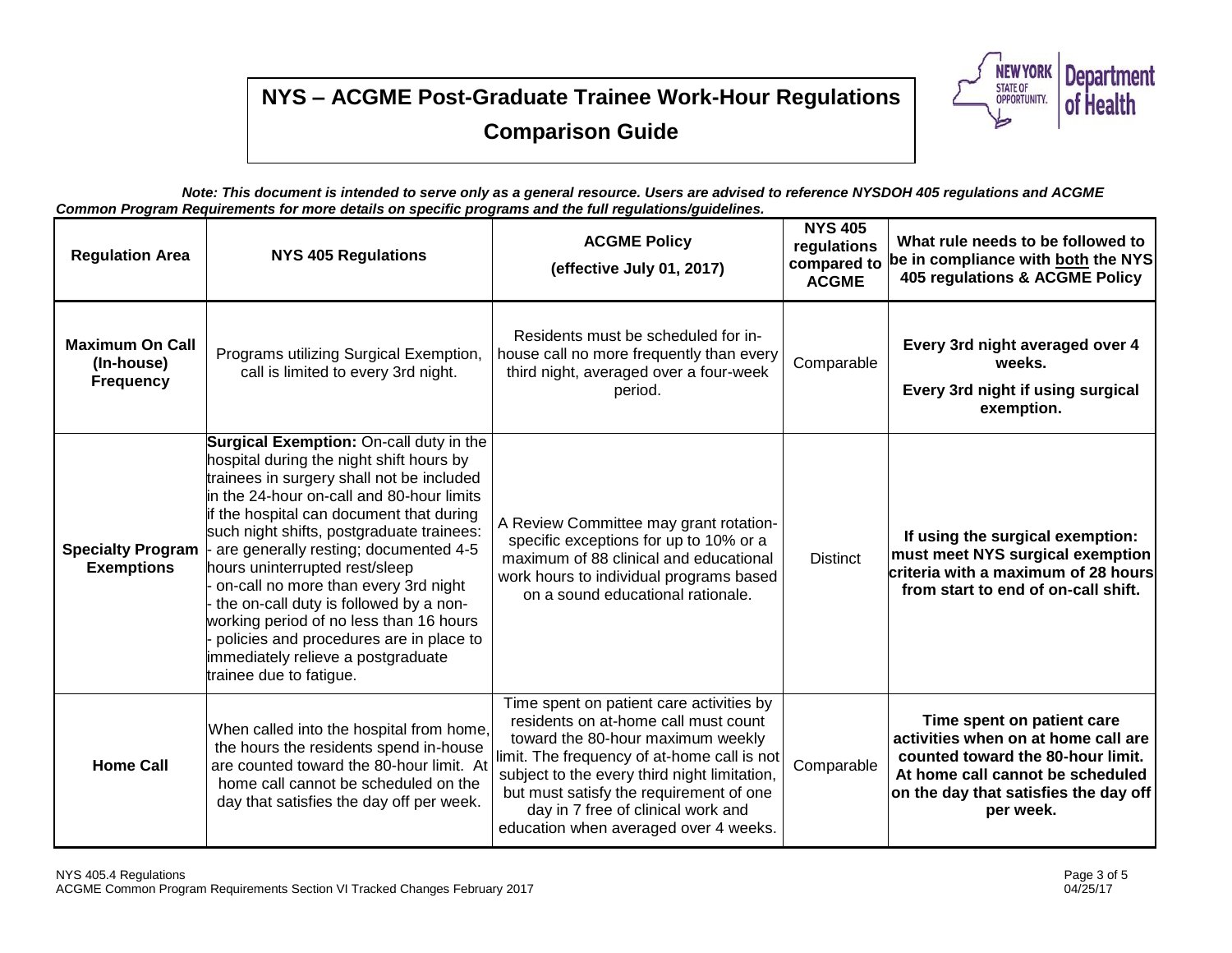# NYS – ACGME Post-Graduate Trainee Work-Hour Regulations

## Comparison Guide

***Note: This document is intended to serve only as a general resource. Users are advised to reference NYSDOH 405 regulations and ACGME Common Program Requirements for more details on specific programs and the full regulations/guidelines.***

| Regulation Area | NYS 405 Regulations | ACGME Policy (effective July 01, 2017) | NYS 405 regulations compared to ACGME | What rule needs to be followed to be in compliance with both the NYS 405 regulations & ACGME Policy |
|---|---|---|---|---|
| **Maximum On Call (In-house) Frequency** | Programs utilizing Surgical Exemption, call is limited to every 3rd night. | Residents must be scheduled for in-house call no more frequently than every third night, averaged over a four-week period. | Comparable | **Every 3rd night averaged over 4 weeks.** **Every 3rd night if using surgical exemption.** |
| **Specialty Program Exemptions** | **Surgical Exemption:** On-call duty in the hospital during the night shift hours by trainees in surgery shall not be included in the 24-hour on-call and 80-hour limits if the hospital can document that during such night shifts, postgraduate trainees: - are generally resting; documented 4-5 hours uninterrupted rest/sleep - on-call no more than every 3rd night - the on-call duty is followed by a non-working period of no less than 16 hours - policies and procedures are in place to immediately relieve a postgraduate trainee due to fatigue. | A Review Committee may grant rotation-specific exceptions for up to 10% or a maximum of 88 clinical and educational work hours to individual programs based on a sound educational rationale. | Distinct | **If using the surgical exemption: must meet NYS surgical exemption criteria with a maximum of 28 hours from start to end of on-call shift.** |
| **Home Call** | When called into the hospital from home, the hours the residents spend in-house are counted toward the 80-hour limit. At home call cannot be scheduled on the day that satisfies the day off per week. | Time spent on patient care activities by residents on at-home call must count toward the 80-hour maximum weekly limit. The frequency of at-home call is not subject to the every third night limitation, but must satisfy the requirement of one day in 7 free of clinical work and education when averaged over 4 weeks. | Comparable | **Time spent on patient care activities when on at home call are counted toward the 80-hour limit. At home call cannot be scheduled on the day that satisfies the day off per week.** |

NYS 405.4 Regulations
ACGME Common Program Requirements Section VI Tracked Changes February 2017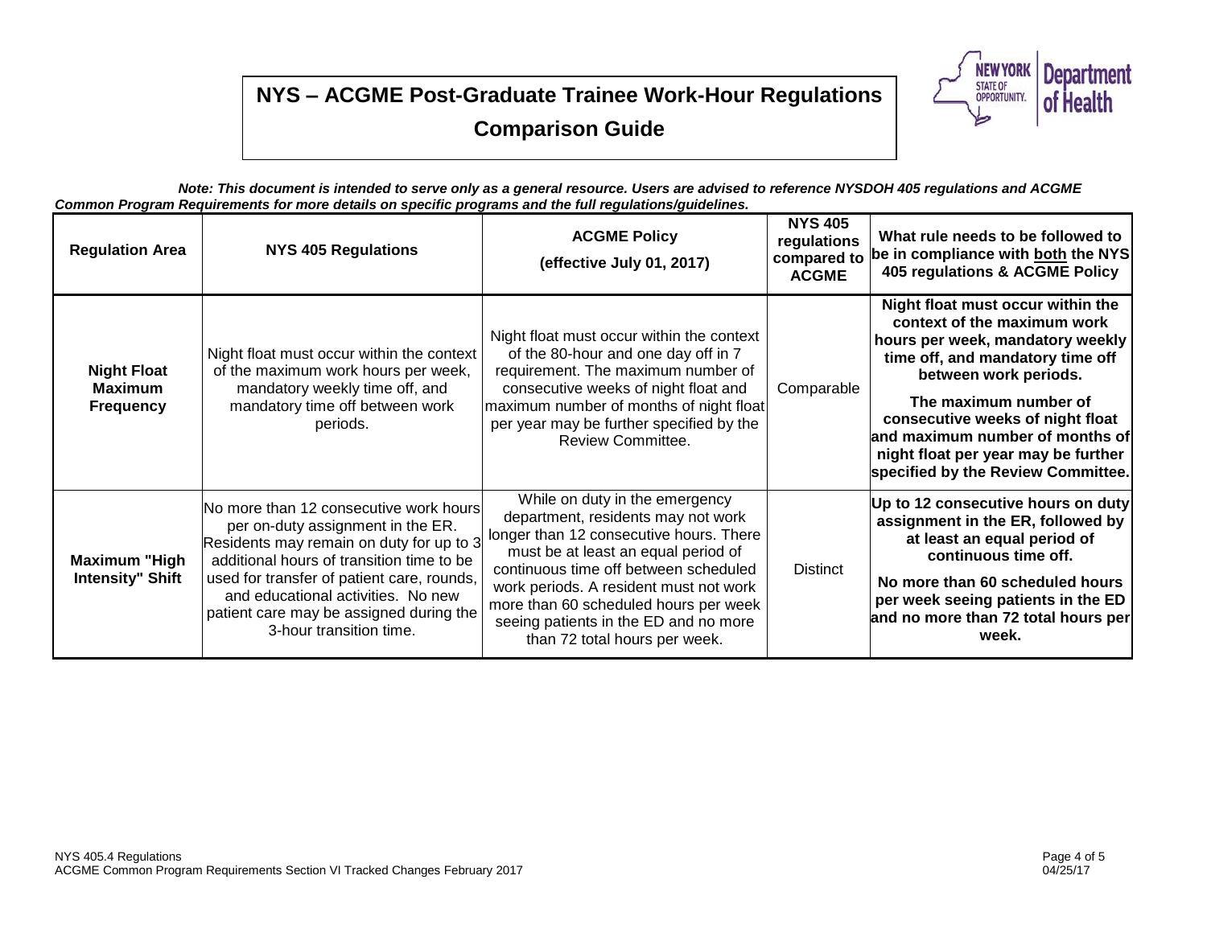# NYS – ACGME Post-Graduate Trainee Work-Hour Regulations

## Comparison Guide

***Note: This document is intended to serve only as a general resource. Users are advised to reference NYSDOH 405 regulations and ACGME Common Program Requirements for more details on specific programs and the full regulations/guidelines.***

| Regulation Area | NYS 405 Regulations | ACGME Policy (effective July 01, 2017) | NYS 405 regulations compared to ACGME | What rule needs to be followed to be in compliance with **both** the NYS 405 regulations & ACGME Policy |
|---|---|---|---|---|
| **Night Float Maximum Frequency** | Night float must occur within the context of the maximum work hours per week, mandatory weekly time off, and mandatory time off between work periods. | Night float must occur within the context of the 80-hour and one day off in 7 requirement. The maximum number of consecutive weeks of night float and maximum number of months of night float per year may be further specified by the Review Committee. | Comparable | **Night float must occur within the context of the maximum work hours per week, mandatory weekly time off, and mandatory time off between work periods.** **The maximum number of consecutive weeks of night float and maximum number of months of night float per year may be further specified by the Review Committee.** |
| **Maximum "High Intensity" Shift** | No more than 12 consecutive work hours per on-duty assignment in the ER. Residents may remain on duty for up to 3 additional hours of transition time to be used for transfer of patient care, rounds, and educational activities. No new patient care may be assigned during the 3-hour transition time. | While on duty in the emergency department, residents may not work longer than 12 consecutive hours. There must be at least an equal period of continuous time off between scheduled work periods. A resident must not work more than 60 scheduled hours per week seeing patients in the ED and no more than 72 total hours per week. | Distinct | **Up to 12 consecutive hours on duty assignment in the ER, followed by at least an equal period of continuous time off.** **No more than 60 scheduled hours per week seeing patients in the ED and no more than 72 total hours per week.** |

NYS 405.4 Regulations
ACGME Common Program Requirements Section VI Tracked Changes February 2017

04/25/17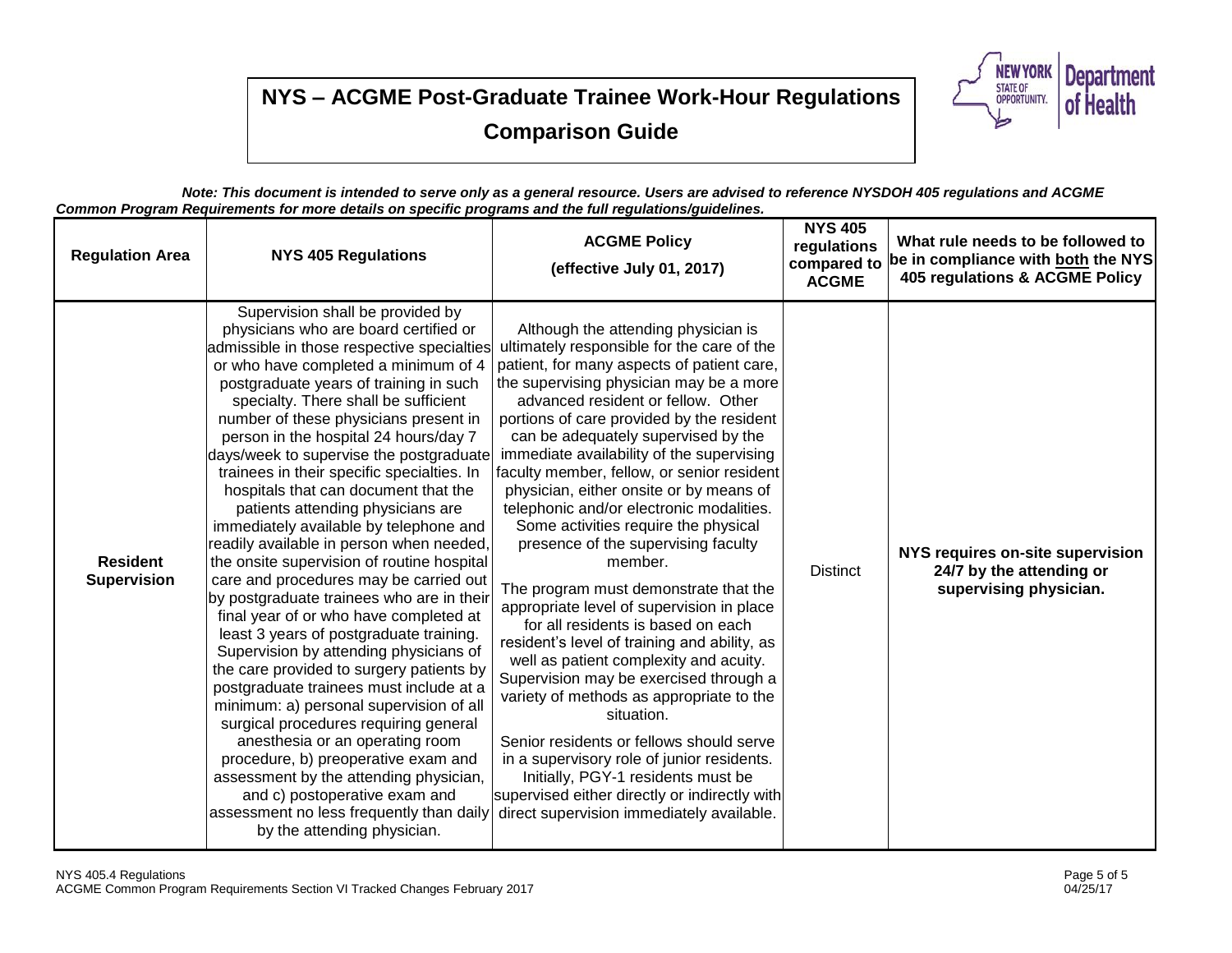# NYS – ACGME Post-Graduate Trainee Work-Hour Regulations Comparison Guide

***Note: This document is intended to serve only as a general resource. Users are advised to reference NYSDOH 405 regulations and ACGME Common Program Requirements for more details on specific programs and the full regulations/guidelines.***

| Regulation Area | NYS 405 Regulations | ACGME Policy (effective July 01, 2017) | NYS 405 regulations compared to ACGME | What rule needs to be followed to be in compliance with both the NYS 405 regulations & ACGME Policy |
|---|---|---|---|---|
| **Resident Supervision** | Supervision shall be provided by physicians who are board certified or admissible in those respective specialties or who have completed a minimum of 4 postgraduate years of training in such specialty. There shall be sufficient number of these physicians present in person in the hospital 24 hours/day 7 days/week to supervise the postgraduate trainees in their specific specialties. In hospitals that can document that the patients attending physicians are immediately available by telephone and readily available in person when needed, the onsite supervision of routine hospital care and procedures may be carried out by postgraduate trainees who are in their final year of or who have completed at least 3 years of postgraduate training. Supervision by attending physicians of the care provided to surgery patients by postgraduate trainees must include at a minimum: a) personal supervision of all surgical procedures requiring general anesthesia or an operating room procedure, b) preoperative exam and assessment by the attending physician, and c) postoperative exam and assessment no less frequently than daily by the attending physician. | Although the attending physician is ultimately responsible for the care of the patient, for many aspects of patient care, the supervising physician may be a more advanced resident or fellow. Other portions of care provided by the resident can be adequately supervised by the immediate availability of the supervising faculty member, fellow, or senior resident physician, either onsite or by means of telephonic and/or electronic modalities. Some activities require the physical presence of the supervising faculty member.<br><br>The program must demonstrate that the appropriate level of supervision in place for all residents is based on each resident's level of training and ability, as well as patient complexity and acuity. Supervision may be exercised through a variety of methods as appropriate to the situation.<br><br>Senior residents or fellows should serve in a supervisory role of junior residents. Initially, PGY-1 residents must be supervised either directly or indirectly with direct supervision immediately available. | Distinct | **NYS requires on-site supervision 24/7 by the attending or supervising physician.** |

NYS 405.4 Regulations
ACGME Common Program Requirements Section VI Tracked Changes February 2017

04/25/17